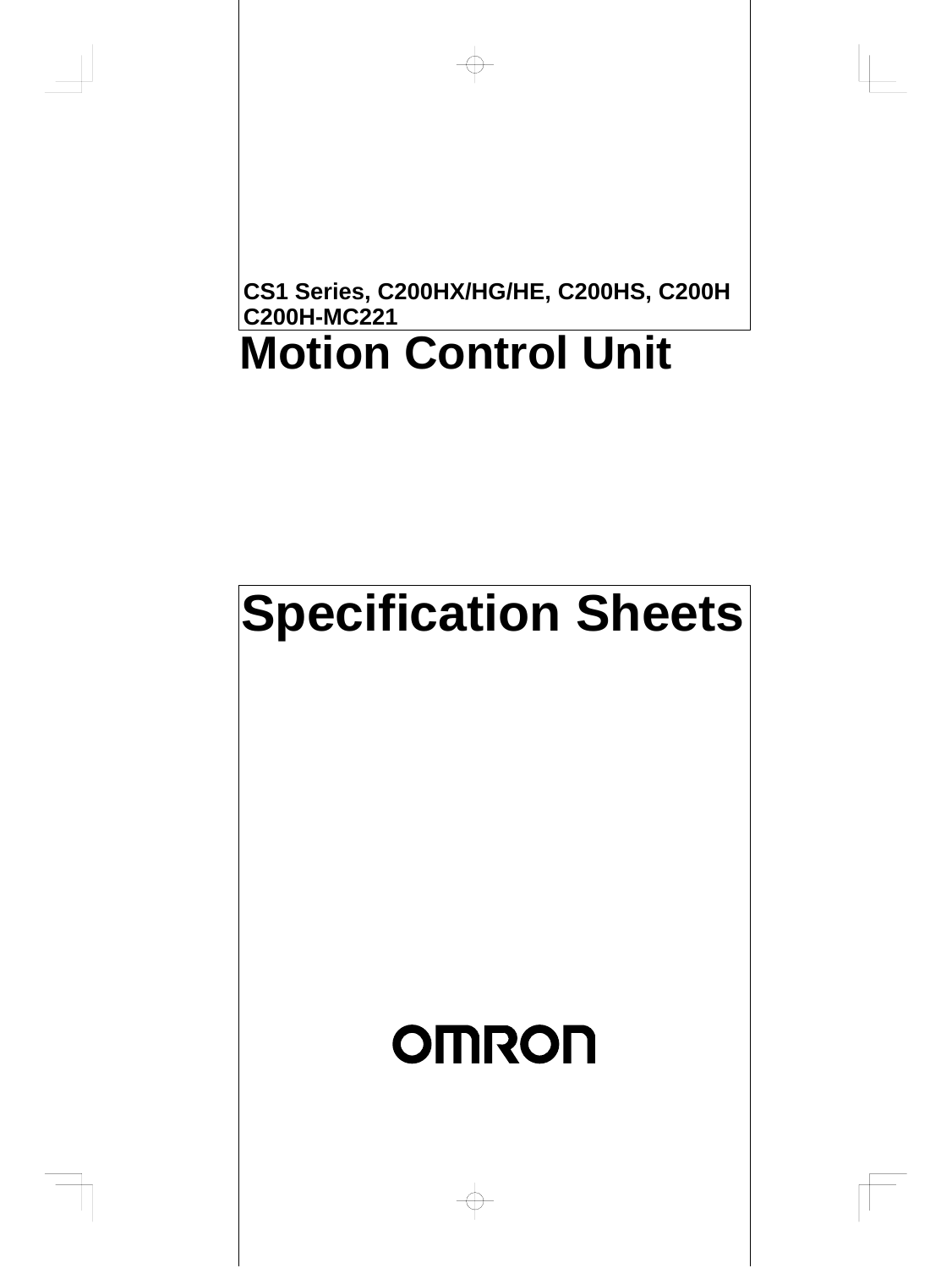**CS1 Series, C200HX/HG/HE, C200HS, C200H**
**C200H-MC221**

# Motion Control Unit

# Specification Sheets

OMRON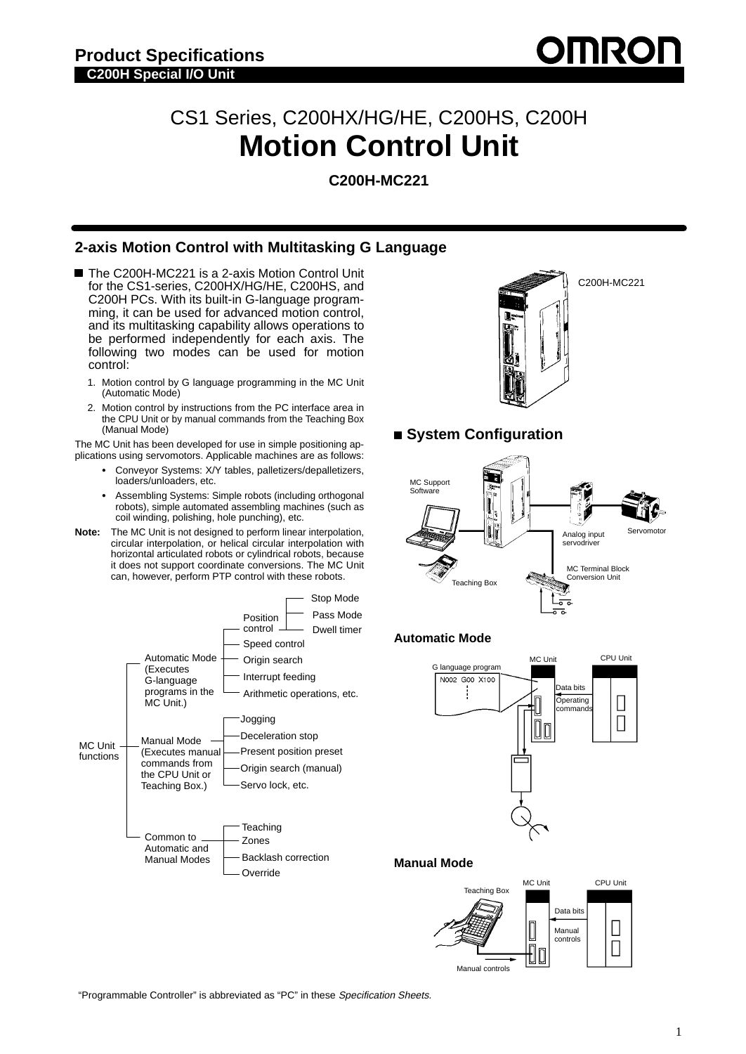# CS1 Series, C200HX/HG/HE, C200HS, C200H
# Motion Control Unit

**C200H-MC221**

## 2-axis Motion Control with Multitasking G Language

- The C200H-MC221 is a 2-axis Motion Control Unit for the CS1-series, C200HX/HG/HE, C200HS, and C200H PCs. With its built-in G-language programming, it can be used for advanced motion control, and its multitasking capability allows operations to be performed independently for each axis. The following two modes can be used for motion control:
  1. Motion control by G language programming in the MC Unit (Automatic Mode)
  2. Motion control by instructions from the PC interface area in the CPU Unit or by manual commands from the Teaching Box (Manual Mode)

The MC Unit has been developed for use in simple positioning applications using servomotors. Applicable machines are as follows:

- Conveyor Systems: X/Y tables, palletizers/depalletizers, loaders/unloaders, etc.
- Assembling Systems: Simple robots (including orthogonal robots), simple automated assembling machines (such as coil winding, polishing, hole punching), etc.

**Note:** The MC Unit is not designed to perform linear interpolation, circular interpolation, or helical circular interpolation with horizontal articulated robots or cylindrical robots, because it does not support coordinate conversions. The MC Unit can, however, perform PTP control with these robots.

MC Unit functions:

- Automatic Mode (Executes G-language programs in the MC Unit.)
  - Position control
    - Stop Mode
    - Pass Mode
    - Dwell timer
  - Speed control
  - Origin search
  - Interrupt feeding
  - Arithmetic operations, etc.
- Manual Mode (Executes manual commands from the CPU Unit or Teaching Box.)
  - Jogging
  - Deceleration stop
  - Present position preset
  - Origin search (manual)
  - Servo lock, etc.
- Common to Automatic and Manual Modes
  - Teaching
  - Zones
  - Backlash correction
  - Override

C200H-MC221

## System Configuration

MC Support Software, Teaching Box, Analog input servodriver, Servomotor, MC Terminal Block Conversion Unit

### Automatic Mode

G language program: N002 G00 X100

MC Unit — Data bits / Operating commands — CPU Unit

### Manual Mode

Teaching Box — Manual controls — MC Unit — Data bits / Manual controls — CPU Unit

"Programmable Controller" is abbreviated as "PC" in these *Specification Sheets.*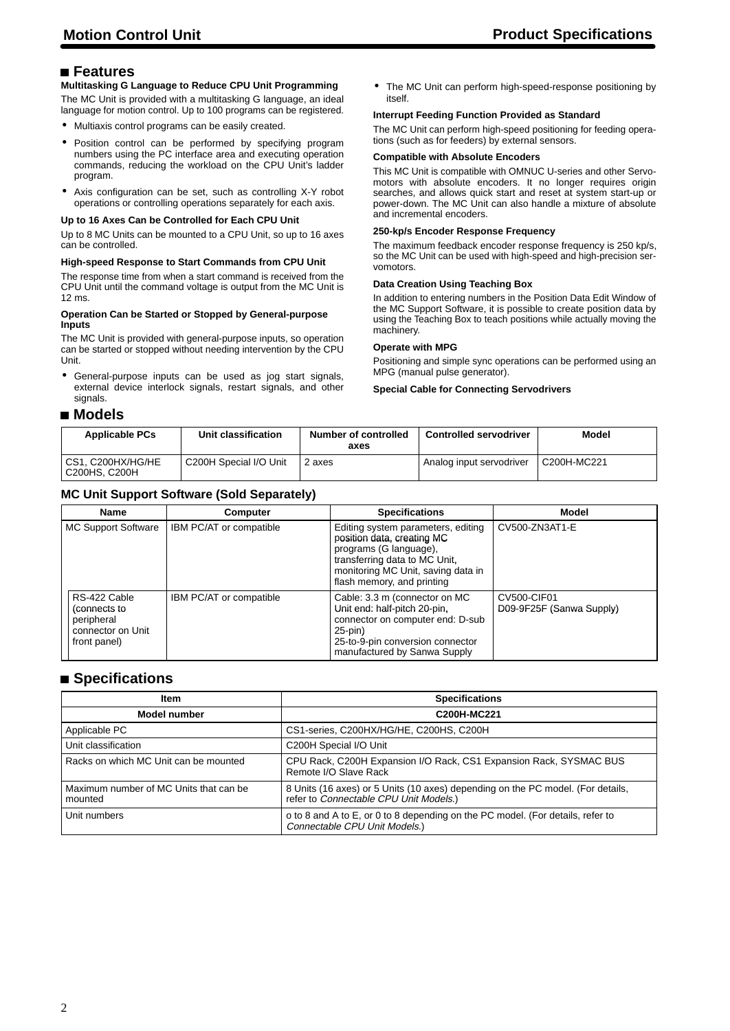## Features

**Multitasking G Language to Reduce CPU Unit Programming**

The MC Unit is provided with a multitasking G language, an ideal language for motion control. Up to 100 programs can be registered.

- Multiaxis control programs can be easily created.
- Position control can be performed by specifying program numbers using the PC interface area and executing operation commands, reducing the workload on the CPU Unit's ladder program.
- Axis configuration can be set, such as controlling X-Y robot operations or controlling operations separately for each axis.

**Up to 16 Axes Can be Controlled for Each CPU Unit**

Up to 8 MC Units can be mounted to a CPU Unit, so up to 16 axes can be controlled.

**High-speed Response to Start Commands from CPU Unit**

The response time from when a start command is received from the CPU Unit until the command voltage is output from the MC Unit is 12 ms.

**Operation Can be Started or Stopped by General-purpose Inputs**

The MC Unit is provided with general-purpose inputs, so operation can be started or stopped without needing intervention by the CPU Unit.

- General-purpose inputs can be used as jog start signals, external device interlock signals, restart signals, and other signals.
- The MC Unit can perform high-speed-response positioning by itself.

**Interrupt Feeding Function Provided as Standard**

The MC Unit can perform high-speed positioning for feeding operations (such as for feeders) by external sensors.

**Compatible with Absolute Encoders**

This MC Unit is compatible with OMNUC U-series and other Servomotors with absolute encoders. It no longer requires origin searches, and allows quick start and reset at system start-up or power-down. The MC Unit can also handle a mixture of absolute and incremental encoders.

**250-kp/s Encoder Response Frequency**

The maximum feedback encoder response frequency is 250 kp/s, so the MC Unit can be used with high-speed and high-precision servomotors.

**Data Creation Using Teaching Box**

In addition to entering numbers in the Position Data Edit Window of the MC Support Software, it is possible to create position data by using the Teaching Box to teach positions while actually moving the machinery.

**Operate with MPG**

Positioning and simple sync operations can be performed using an MPG (manual pulse generator).

**Special Cable for Connecting Servodrivers**

## Models

| Applicable PCs | Unit classification | Number of controlled axes | Controlled servodriver | Model |
|---|---|---|---|---|
| CS1, C200HX/HG/HE C200HS, C200H | C200H Special I/O Unit | 2 axes | Analog input servodriver | C200H-MC221 |

### MC Unit Support Software (Sold Separately)

| Name | Computer | Specifications | Model |
|---|---|---|---|
| MC Support Software | IBM PC/AT or compatible | Editing system parameters, editing position data, creating MC programs (G language), transferring data to MC Unit, monitoring MC Unit, saving data in flash memory, and printing | CV500-ZN3AT1-E |
| RS-422 Cable (connects to peripheral connector on Unit front panel) | IBM PC/AT or compatible | Cable: 3.3 m (connector on MC Unit end: half-pitch 20-pin, connector on computer end: D-sub 25-pin) 25-to-9-pin conversion connector manufactured by Sanwa Supply | CV500-CIF01 D09-9F25F (Sanwa Supply) |

## Specifications

| Item | Specifications |
|---|---|
| **Model number** | **C200H-MC221** |
| Applicable PC | CS1-series, C200HX/HG/HE, C200HS, C200H |
| Unit classification | C200H Special I/O Unit |
| Racks on which MC Unit can be mounted | CPU Rack, C200H Expansion I/O Rack, CS1 Expansion Rack, SYSMAC BUS Remote I/O Slave Rack |
| Maximum number of MC Units that can be mounted | 8 Units (16 axes) or 5 Units (10 axes) depending on the PC model. (For details, refer to *Connectable CPU Unit Models.*) |
| Unit numbers | o to 8 and A to E, or 0 to 8 depending on the PC model. (For details, refer to *Connectable CPU Unit Models.*) |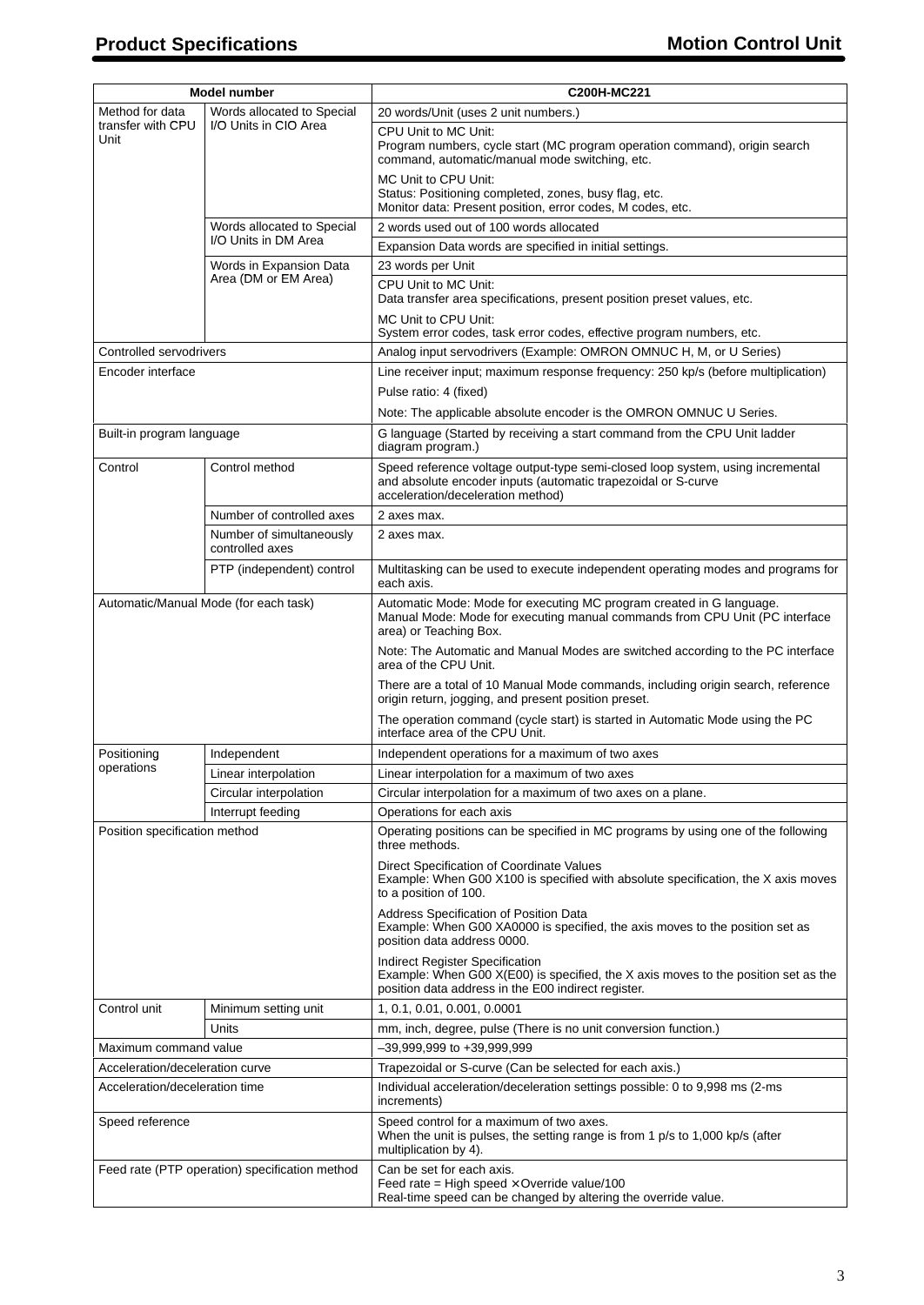| Model number | | C200H-MC221 |
|---|---|---|
| Method for data transfer with CPU Unit | Words allocated to Special I/O Units in CIO Area | 20 words/Unit (uses 2 unit numbers.) |
| | | CPU Unit to MC Unit: Program numbers, cycle start (MC program operation command), origin search command, automatic/manual mode switching, etc. MC Unit to CPU Unit: Status: Positioning completed, zones, busy flag, etc. Monitor data: Present position, error codes, M codes, etc. |
| | Words allocated to Special I/O Units in DM Area | 2 words used out of 100 words allocated |
| | | Expansion Data words are specified in initial settings. |
| | Words in Expansion Data Area (DM or EM Area) | 23 words per Unit |
| | | CPU Unit to MC Unit: Data transfer area specifications, present position preset values, etc. MC Unit to CPU Unit: System error codes, task error codes, effective program numbers, etc. |
| Controlled servodrivers | | Analog input servodrivers (Example: OMRON OMNUC H, M, or U Series) |
| Encoder interface | | Line receiver input; maximum response frequency: 250 kp/s (before multiplication) |
| | | Pulse ratio: 4 (fixed) |
| | | Note: The applicable absolute encoder is the OMRON OMNUC U Series. |
| Built-in program language | | G language (Started by receiving a start command from the CPU Unit ladder diagram program.) |
| Control | Control method | Speed reference voltage output-type semi-closed loop system, using incremental and absolute encoder inputs (automatic trapezoidal or S-curve acceleration/deceleration method) |
| | Number of controlled axes | 2 axes max. |
| | Number of simultaneously controlled axes | 2 axes max. |
| | PTP (independent) control | Multitasking can be used to execute independent operating modes and programs for each axis. |
| Automatic/Manual Mode (for each task) | | Automatic Mode: Mode for executing MC program created in G language. Manual Mode: Mode for executing manual commands from CPU Unit (PC interface area) or Teaching Box. |
| | | Note: The Automatic and Manual Modes are switched according to the PC interface area of the CPU Unit. |
| | | There are a total of 10 Manual Mode commands, including origin search, reference origin return, jogging, and present position preset. |
| | | The operation command (cycle start) is started in Automatic Mode using the PC interface area of the CPU Unit. |
| Positioning operations | Independent | Independent operations for a maximum of two axes |
| | Linear interpolation | Linear interpolation for a maximum of two axes |
| | Circular interpolation | Circular interpolation for a maximum of two axes on a plane. |
| | Interrupt feeding | Operations for each axis |
| Position specification method | | Operating positions can be specified in MC programs by using one of the following three methods. |
| | | Direct Specification of Coordinate Values Example: When G00 X100 is specified with absolute specification, the X axis moves to a position of 100. |
| | | Address Specification of Position Data Example: When G00 XA0000 is specified, the axis moves to the position set as position data address 0000. |
| | | Indirect Register Specification Example: When G00 X(E00) is specified, the X axis moves to the position set as the position data address in the E00 indirect register. |
| Control unit | Minimum setting unit | 1, 0.1, 0.01, 0.001, 0.0001 |
| | Units | mm, inch, degree, pulse (There is no unit conversion function.) |
| Maximum command value | | –39,999,999 to +39,999,999 |
| Acceleration/deceleration curve | | Trapezoidal or S-curve (Can be selected for each axis.) |
| Acceleration/deceleration time | | Individual acceleration/deceleration settings possible: 0 to 9,998 ms (2-ms increments) |
| Speed reference | | Speed control for a maximum of two axes. When the unit is pulses, the setting range is from 1 p/s to 1,000 kp/s (after multiplication by 4). |
| Feed rate (PTP operation) specification method | | Can be set for each axis. Feed rate = High speed × Override value/100 Real-time speed can be changed by altering the override value. |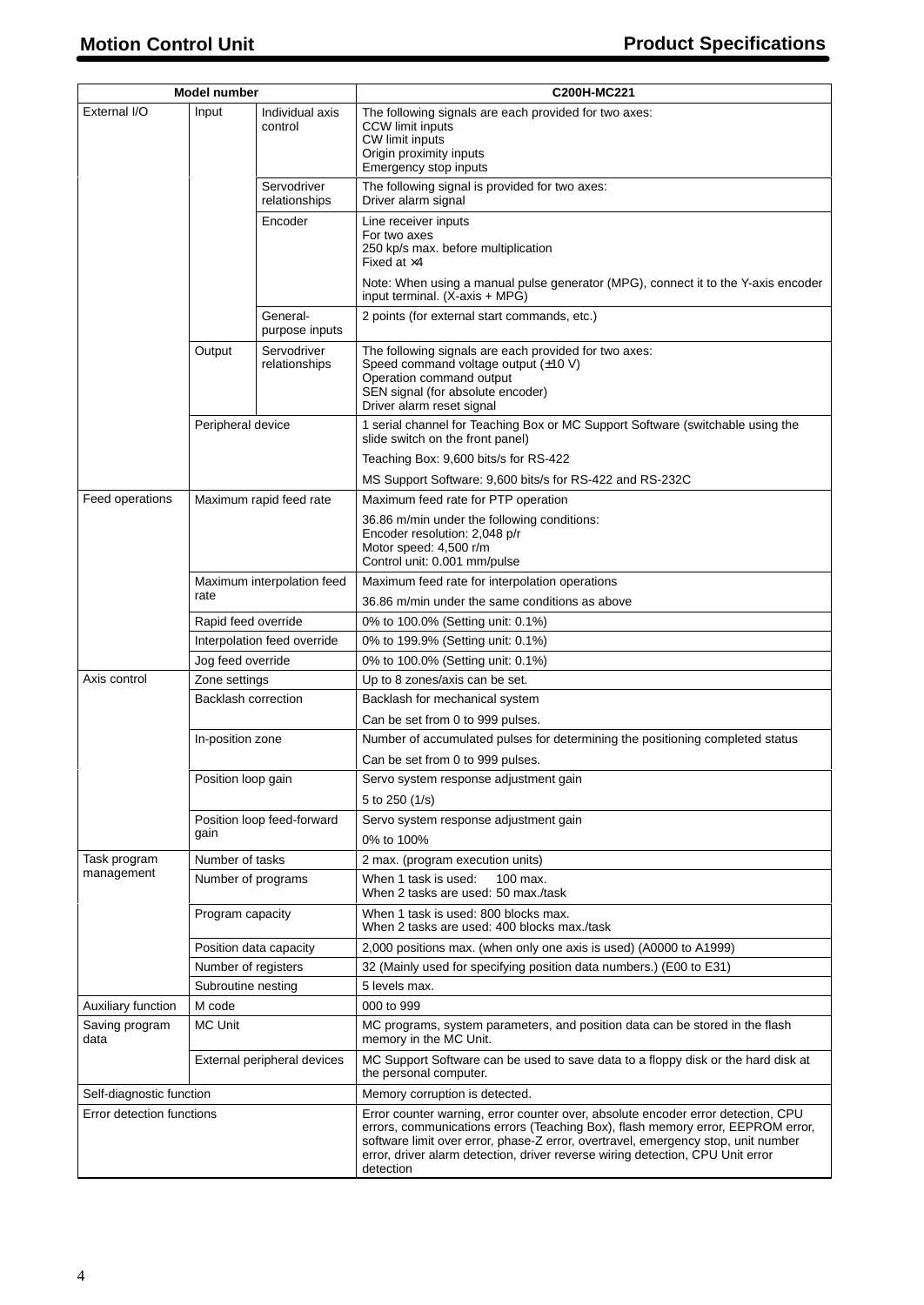| Model number | | | C200H-MC221 |
|---|---|---|---|
| External I/O | Input | Individual axis control | The following signals are each provided for two axes:<br>CCW limit inputs<br>CW limit inputs<br>Origin proximity inputs<br>Emergency stop inputs |
| | | Servodriver relationships | The following signal is provided for two axes:<br>Driver alarm signal |
| | | Encoder | Line receiver inputs<br>For two axes<br>250 kp/s max. before multiplication<br>Fixed at ×4 |
| | | | Note: When using a manual pulse generator (MPG), connect it to the Y-axis encoder input terminal. (X-axis + MPG) |
| | | General-purpose inputs | 2 points (for external start commands, etc.) |
| | Output | Servodriver relationships | The following signals are each provided for two axes:<br>Speed command voltage output (±10 V)<br>Operation command output<br>SEN signal (for absolute encoder)<br>Driver alarm reset signal |
| | Peripheral device | | 1 serial channel for Teaching Box or MC Support Software (switchable using the slide switch on the front panel) |
| | | | Teaching Box: 9,600 bits/s for RS-422 |
| | | | MS Support Software: 9,600 bits/s for RS-422 and RS-232C |
| Feed operations | Maximum rapid feed rate | | Maximum feed rate for PTP operation |
| | | | 36.86 m/min under the following conditions:<br>Encoder resolution: 2,048 p/r<br>Motor speed: 4,500 r/m<br>Control unit: 0.001 mm/pulse |
| | Maximum interpolation feed rate | | Maximum feed rate for interpolation operations |
| | | | 36.86 m/min under the same conditions as above |
| | Rapid feed override | | 0% to 100.0% (Setting unit: 0.1%) |
| | Interpolation feed override | | 0% to 199.9% (Setting unit: 0.1%) |
| | Jog feed override | | 0% to 100.0% (Setting unit: 0.1%) |
| Axis control | Zone settings | | Up to 8 zones/axis can be set. |
| | Backlash correction | | Backlash for mechanical system |
| | | | Can be set from 0 to 999 pulses. |
| | In-position zone | | Number of accumulated pulses for determining the positioning completed status |
| | | | Can be set from 0 to 999 pulses. |
| | Position loop gain | | Servo system response adjustment gain |
| | | | 5 to 250 (1/s) |
| | Position loop feed-forward gain | | Servo system response adjustment gain |
| | | | 0% to 100% |
| Task program management | Number of tasks | | 2 max. (program execution units) |
| | Number of programs | | When 1 task is used: 100 max.<br>When 2 tasks are used: 50 max./task |
| | Program capacity | | When 1 task is used: 800 blocks max.<br>When 2 tasks are used: 400 blocks max./task |
| | Position data capacity | | 2,000 positions max. (when only one axis is used) (A0000 to A1999) |
| | Number of registers | | 32 (Mainly used for specifying position data numbers.) (E00 to E31) |
| | Subroutine nesting | | 5 levels max. |
| Auxiliary function | M code | | 000 to 999 |
| Saving program data | MC Unit | | MC programs, system parameters, and position data can be stored in the flash memory in the MC Unit. |
| | External peripheral devices | | MC Support Software can be used to save data to a floppy disk or the hard disk at the personal computer. |
| Self-diagnostic function | | | Memory corruption is detected. |
| Error detection functions | | | Error counter warning, error counter over, absolute encoder error detection, CPU errors, communications errors (Teaching Box), flash memory error, EEPROM error, software limit over error, phase-Z error, overtravel, emergency stop, unit number error, driver alarm detection, driver reverse wiring detection, CPU Unit error detection |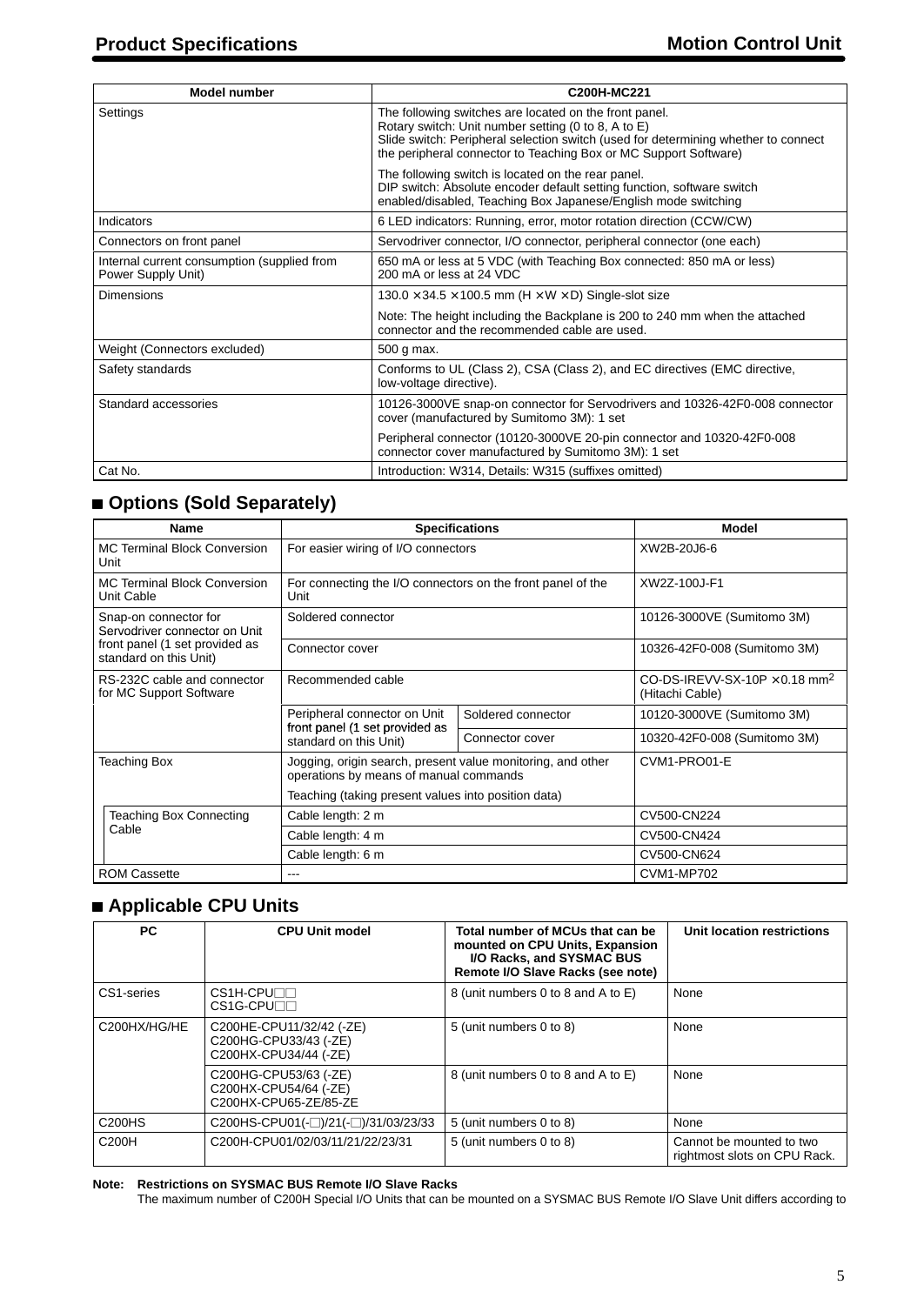| Model number | C200H-MC221 |
|---|---|
| Settings | The following switches are located on the front panel.<br>Rotary switch: Unit number setting (0 to 8, A to E)<br>Slide switch: Peripheral selection switch (used for determining whether to connect the peripheral connector to Teaching Box or MC Support Software)<br><br>The following switch is located on the rear panel.<br>DIP switch: Absolute encoder default setting function, software switch enabled/disabled, Teaching Box Japanese/English mode switching |
| Indicators | 6 LED indicators: Running, error, motor rotation direction (CCW/CW) |
| Connectors on front panel | Servodriver connector, I/O connector, peripheral connector (one each) |
| Internal current consumption (supplied from Power Supply Unit) | 650 mA or less at 5 VDC (with Teaching Box connected: 850 mA or less)<br>200 mA or less at 24 VDC |
| Dimensions | 130.0 × 34.5 × 100.5 mm (H × W × D) Single-slot size<br><br>Note: The height including the Backplane is 200 to 240 mm when the attached connector and the recommended cable are used. |
| Weight (Connectors excluded) | 500 g max. |
| Safety standards | Conforms to UL (Class 2), CSA (Class 2), and EC directives (EMC directive, low-voltage directive). |
| Standard accessories | 10126-3000VE snap-on connector for Servodrivers and 10326-42F0-008 connector cover (manufactured by Sumitomo 3M): 1 set<br><br>Peripheral connector (10120-3000VE 20-pin connector and 10320-42F0-008 connector cover manufactured by Sumitomo 3M): 1 set |
| Cat No. | Introduction: W314, Details: W315 (suffixes omitted) |

## ■ Options (Sold Separately)

| Name | | Specifications | | Model |
|---|---|---|---|---|
| MC Terminal Block Conversion Unit | | For easier wiring of I/O connectors | | XW2B-20J6-6 |
| MC Terminal Block Conversion Unit Cable | | For connecting the I/O connectors on the front panel of the Unit | | XW2Z-100J-F1 |
| Snap-on connector for Servodriver connector on Unit front panel (1 set provided as standard on this Unit) | | Soldered connector | | 10126-3000VE (Sumitomo 3M) |
| | | Connector cover | | 10326-42F0-008 (Sumitomo 3M) |
| RS-232C cable and connector for MC Support Software | | Recommended cable | | CO-DS-IREVV-SX-10P × 0.18 mm$^2$ (Hitachi Cable) |
| | | Peripheral connector on Unit front panel (1 set provided as standard on this Unit) | Soldered connector | 10120-3000VE (Sumitomo 3M) |
| | | | Connector cover | 10320-42F0-008 (Sumitomo 3M) |
| Teaching Box | | Jogging, origin search, present value monitoring, and other operations by means of manual commands<br><br>Teaching (taking present values into position data) | | CVM1-PRO01-E |
| | Teaching Box Connecting Cable | Cable length: 2 m | | CV500-CN224 |
| | | Cable length: 4 m | | CV500-CN424 |
| | | Cable length: 6 m | | CV500-CN624 |
| ROM Cassette | | --- | | CVM1-MP702 |

## ■ Applicable CPU Units

| PC | CPU Unit model | Total number of MCUs that can be mounted on CPU Units, Expansion I/O Racks, and SYSMAC BUS Remote I/O Slave Racks (see note) | Unit location restrictions |
|---|---|---|---|
| CS1-series | CS1H-CPU□□<br>CS1G-CPU□□ | 8 (unit numbers 0 to 8 and A to E) | None |
| C200HX/HG/HE | C200HE-CPU11/32/42 (-ZE)<br>C200HG-CPU33/43 (-ZE)<br>C200HX-CPU34/44 (-ZE) | 5 (unit numbers 0 to 8) | None |
| | C200HG-CPU53/63 (-ZE)<br>C200HX-CPU54/64 (-ZE)<br>C200HX-CPU65-ZE/85-ZE | 8 (unit numbers 0 to 8 and A to E) | None |
| C200HS | C200HS-CPU01(-□)/21(-□)/31/03/23/33 | 5 (unit numbers 0 to 8) | None |
| C200H | C200H-CPU01/02/03/11/21/22/23/31 | 5 (unit numbers 0 to 8) | Cannot be mounted to two rightmost slots on CPU Rack. |

**Note: Restrictions on SYSMAC BUS Remote I/O Slave Racks**
The maximum number of C200H Special I/O Units that can be mounted on a SYSMAC BUS Remote I/O Slave Unit differs according to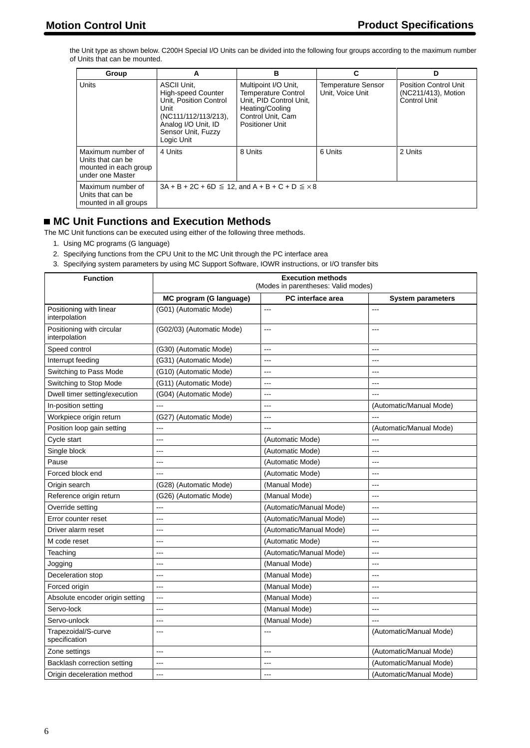the Unit type as shown below. C200H Special I/O Units can be divided into the following four groups according to the maximum number of Units that can be mounted.

| Group | A | B | C | D |
|---|---|---|---|---|
| Units | ASCII Unit, High-speed Counter Unit, Position Control Unit (NC111/112/113/213), Analog I/O Unit, ID Sensor Unit, Fuzzy Logic Unit | Multipoint I/O Unit, Temperature Control Unit, PID Control Unit, Heating/Cooling Control Unit, Cam Positioner Unit | Temperature Sensor Unit, Voice Unit | Position Control Unit (NC211/413), Motion Control Unit |
| Maximum number of Units that can be mounted in each group under one Master | 4 Units | 8 Units | 6 Units | 2 Units |
| Maximum number of Units that can be mounted in all groups | $3A + B + 2C + 6D \leqq 12$, and $A + B + C + D \leqq \times 8$ | | | |

## ■ MC Unit Functions and Execution Methods

The MC Unit functions can be executed using either of the following three methods.

1. Using MC programs (G language)
2. Specifying functions from the CPU Unit to the MC Unit through the PC interface area
3. Specifying system parameters by using MC Support Software, IOWR instructions, or I/O transfer bits

| Function | Execution methods (Modes in parentheses: Valid modes) | | |
|---|---|---|---|
| | MC program (G language) | PC interface area | System parameters |
| Positioning with linear interpolation | (G01) (Automatic Mode) | --- | --- |
| Positioning with circular interpolation | (G02/03) (Automatic Mode) | --- | --- |
| Speed control | (G30) (Automatic Mode) | --- | --- |
| Interrupt feeding | (G31) (Automatic Mode) | --- | --- |
| Switching to Pass Mode | (G10) (Automatic Mode) | --- | --- |
| Switching to Stop Mode | (G11) (Automatic Mode) | --- | --- |
| Dwell timer setting/execution | (G04) (Automatic Mode) | --- | --- |
| In-position setting | --- | --- | (Automatic/Manual Mode) |
| Workpiece origin return | (G27) (Automatic Mode) | --- | --- |
| Position loop gain setting | --- | --- | (Automatic/Manual Mode) |
| Cycle start | --- | (Automatic Mode) | --- |
| Single block | --- | (Automatic Mode) | --- |
| Pause | --- | (Automatic Mode) | --- |
| Forced block end | --- | (Automatic Mode) | --- |
| Origin search | (G28) (Automatic Mode) | (Manual Mode) | --- |
| Reference origin return | (G26) (Automatic Mode) | (Manual Mode) | --- |
| Override setting | --- | (Automatic/Manual Mode) | --- |
| Error counter reset | --- | (Automatic/Manual Mode) | --- |
| Driver alarm reset | --- | (Automatic/Manual Mode) | --- |
| M code reset | --- | (Automatic Mode) | --- |
| Teaching | --- | (Automatic/Manual Mode) | --- |
| Jogging | --- | (Manual Mode) | --- |
| Deceleration stop | --- | (Manual Mode) | --- |
| Forced origin | --- | (Manual Mode) | --- |
| Absolute encoder origin setting | --- | (Manual Mode) | --- |
| Servo-lock | --- | (Manual Mode) | --- |
| Servo-unlock | --- | (Manual Mode) | --- |
| Trapezoidal/S-curve specification | --- | --- | (Automatic/Manual Mode) |
| Zone settings | --- | --- | (Automatic/Manual Mode) |
| Backlash correction setting | --- | --- | (Automatic/Manual Mode) |
| Origin deceleration method | --- | --- | (Automatic/Manual Mode) |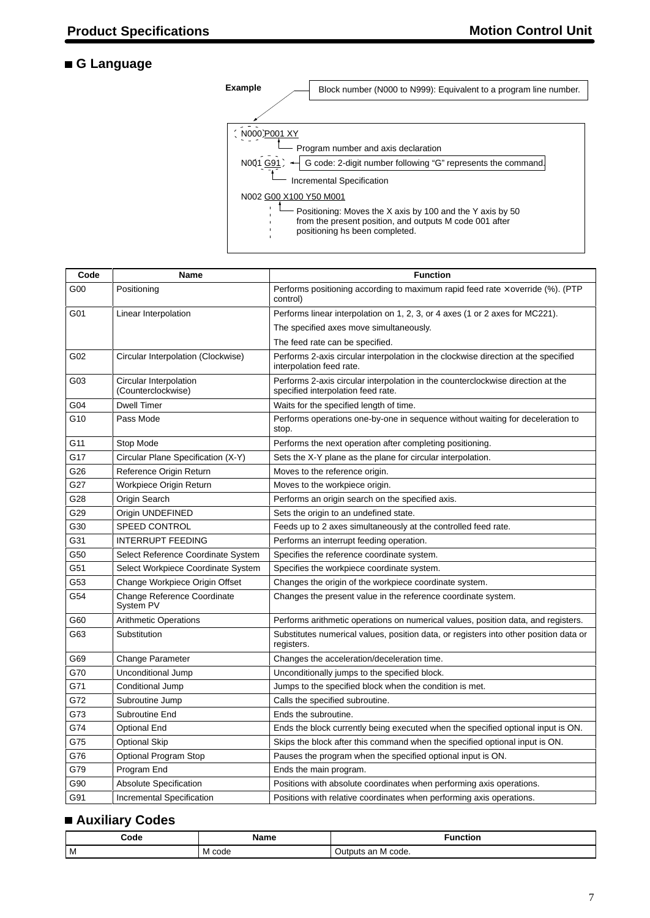## ■ G Language

**Example**

Block number (N000 to N999): Equivalent to a program line number.

```
N000 P001 XY
      └── Program number and axis declaration
N001 G91  ← G code: 2-digit number following "G" represents the command.
      └── Incremental Specification
N002 G00 X100 Y50 M001
      └── Positioning: Moves the X axis by 100 and the Y axis by 50
          from the present position, and outputs M code 001 after
          positioning hs been completed.
```

| Code | Name | Function |
|---|---|---|
| G00 | Positioning | Performs positioning according to maximum rapid feed rate × override (%). (PTP control) |
| G01 | Linear Interpolation | Performs linear interpolation on 1, 2, 3, or 4 axes (1 or 2 axes for MC221).<br>The specified axes move simultaneously.<br>The feed rate can be specified. |
| G02 | Circular Interpolation (Clockwise) | Performs 2-axis circular interpolation in the clockwise direction at the specified interpolation feed rate. |
| G03 | Circular Interpolation (Counterclockwise) | Performs 2-axis circular interpolation in the counterclockwise direction at the specified interpolation feed rate. |
| G04 | Dwell Timer | Waits for the specified length of time. |
| G10 | Pass Mode | Performs operations one-by-one in sequence without waiting for deceleration to stop. |
| G11 | Stop Mode | Performs the next operation after completing positioning. |
| G17 | Circular Plane Specification (X-Y) | Sets the X-Y plane as the plane for circular interpolation. |
| G26 | Reference Origin Return | Moves to the reference origin. |
| G27 | Workpiece Origin Return | Moves to the workpiece origin. |
| G28 | Origin Search | Performs an origin search on the specified axis. |
| G29 | Origin UNDEFINED | Sets the origin to an undefined state. |
| G30 | SPEED CONTROL | Feeds up to 2 axes simultaneously at the controlled feed rate. |
| G31 | INTERRUPT FEEDING | Performs an interrupt feeding operation. |
| G50 | Select Reference Coordinate System | Specifies the reference coordinate system. |
| G51 | Select Workpiece Coordinate System | Specifies the workpiece coordinate system. |
| G53 | Change Workpiece Origin Offset | Changes the origin of the workpiece coordinate system. |
| G54 | Change Reference Coordinate System PV | Changes the present value in the reference coordinate system. |
| G60 | Arithmetic Operations | Performs arithmetic operations on numerical values, position data, and registers. |
| G63 | Substitution | Substitutes numerical values, position data, or registers into other position data or registers. |
| G69 | Change Parameter | Changes the acceleration/deceleration time. |
| G70 | Unconditional Jump | Unconditionally jumps to the specified block. |
| G71 | Conditional Jump | Jumps to the specified block when the condition is met. |
| G72 | Subroutine Jump | Calls the specified subroutine. |
| G73 | Subroutine End | Ends the subroutine. |
| G74 | Optional End | Ends the block currently being executed when the specified optional input is ON. |
| G75 | Optional Skip | Skips the block after this command when the specified optional input is ON. |
| G76 | Optional Program Stop | Pauses the program when the specified optional input is ON. |
| G79 | Program End | Ends the main program. |
| G90 | Absolute Specification | Positions with absolute coordinates when performing axis operations. |
| G91 | Incremental Specification | Positions with relative coordinates when performing axis operations. |

## ■ Auxiliary Codes

| Code | Name | Function |
|---|---|---|
| M | M code | Outputs an M code. |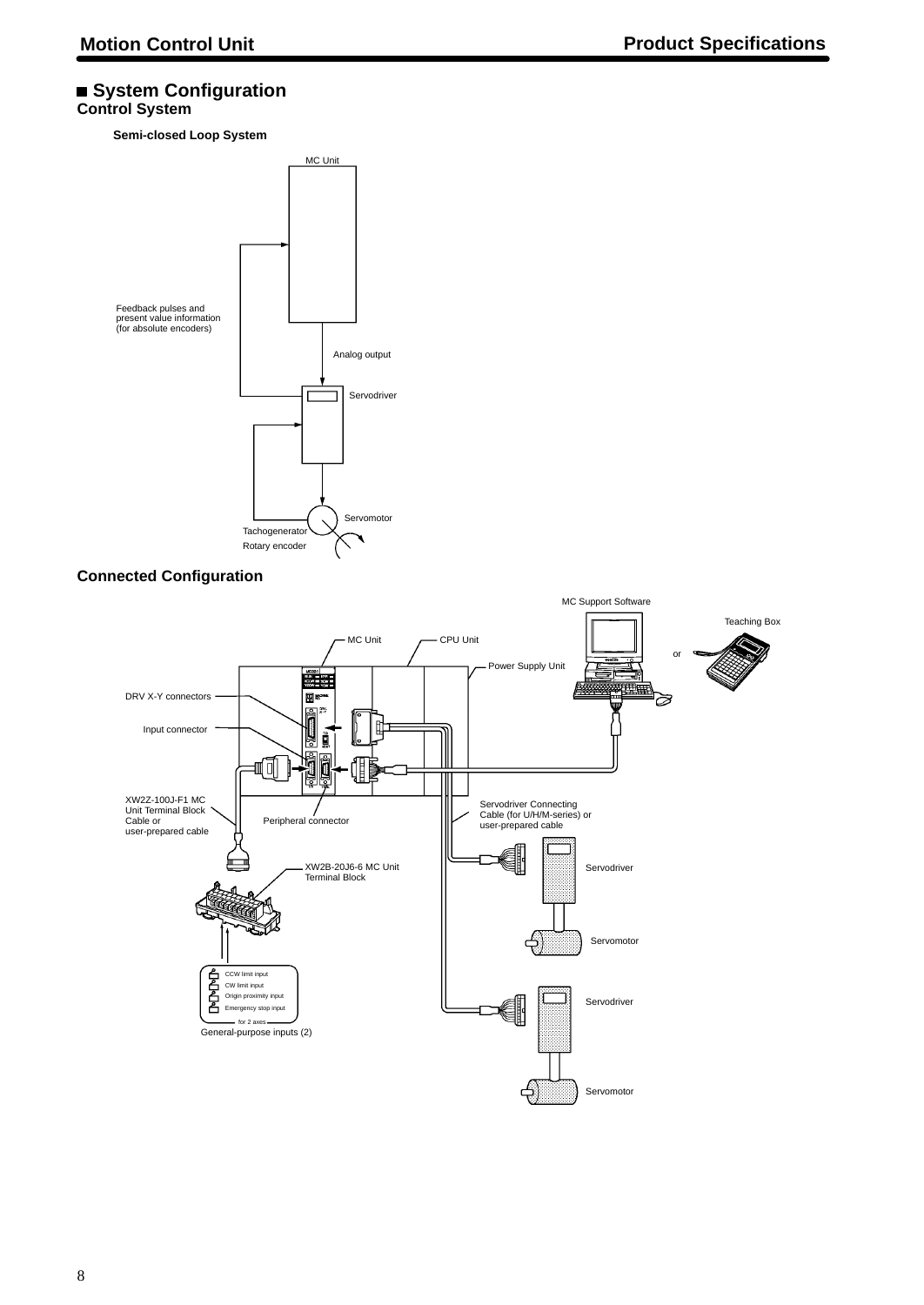## System Configuration

### Control System

**Semi-closed Loop System**

MC Unit

Feedback pulses and present value information (for absolute encoders)

Analog output

Servodriver

Servomotor

Tachogenerator

Rotary encoder

### Connected Configuration

MC Support Software

Teaching Box

or

MC Unit

CPU Unit

Power Supply Unit

DRV X-Y connectors

Input connector

XW2Z-100J-F1 MC Unit Terminal Block Cable or user-prepared cable

Peripheral connector

Servodriver Connecting Cable (for U/H/M-series) or user-prepared cable

XW2B-20J6-6 MC Unit Terminal Block

Servodriver

Servomotor

CCW limit input

CW limit input

Origin proximity input

Emergency stop input

for 2 axes

General-purpose inputs (2)

Servodriver

Servomotor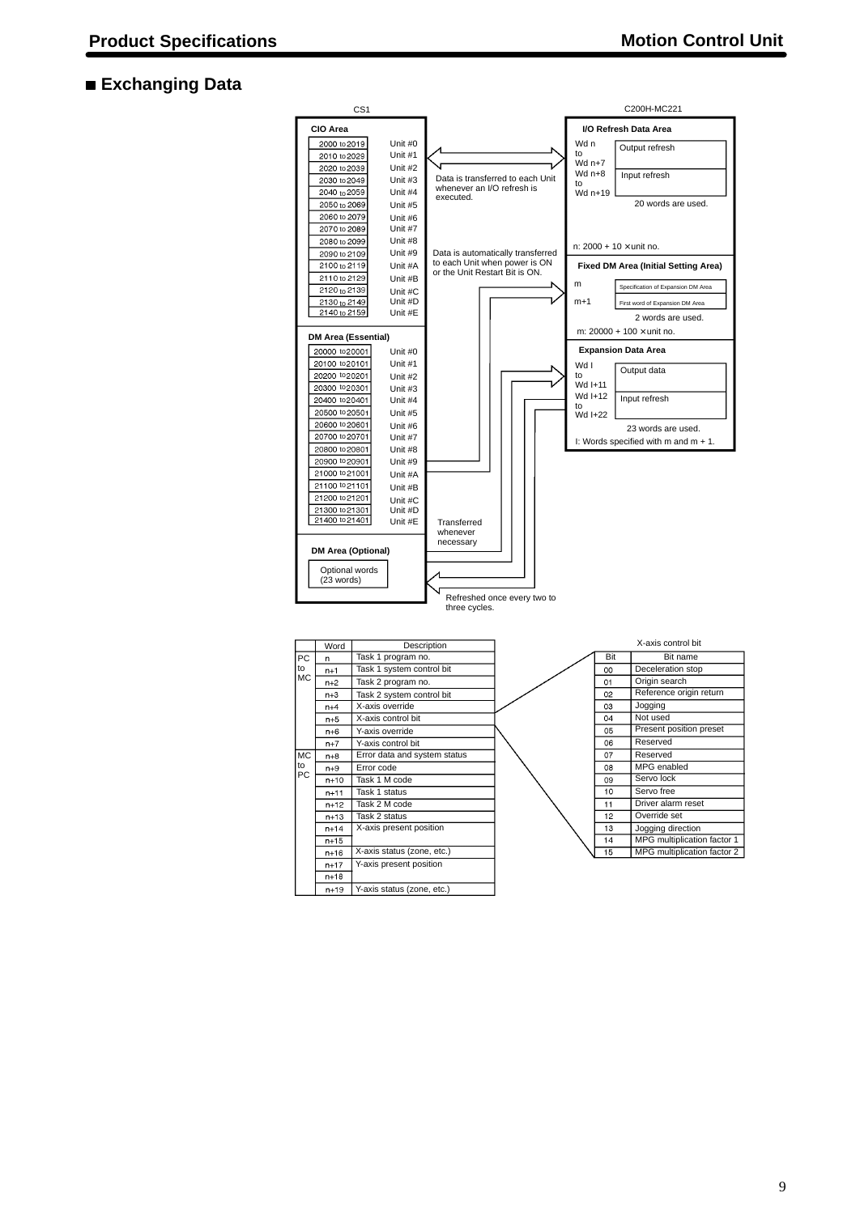## ■ Exchanging Data

CS1

**CIO Area**

| Words | Unit |
|---|---|
| 2000 to 2019 | Unit #0 |
| 2010 to 2029 | Unit #1 |
| 2020 to 2039 | Unit #2 |
| 2030 to 2049 | Unit #3 |
| 2040 to 2059 | Unit #4 |
| 2050 to 2069 | Unit #5 |
| 2060 to 2079 | Unit #6 |
| 2070 to 2089 | Unit #7 |
| 2080 to 2099 | Unit #8 |
| 2090 to 2109 | Unit #9 |
| 2100 to 2119 | Unit #A |
| 2110 to 2129 | Unit #B |
| 2120 to 2139 | Unit #C |
| 2130 to 2149 | Unit #D |
| 2140 to 2159 | Unit #E |

**DM Area (Essential)**

| Words | Unit |
|---|---|
| 20000 to 20001 | Unit #0 |
| 20100 to 20101 | Unit #1 |
| 20200 to 20201 | Unit #2 |
| 20300 to 20301 | Unit #3 |
| 20400 to 20401 | Unit #4 |
| 20500 to 20501 | Unit #5 |
| 20600 to 20601 | Unit #6 |
| 20700 to 20701 | Unit #7 |
| 20800 to 20801 | Unit #8 |
| 20900 to 20901 | Unit #9 |
| 21000 to 21001 | Unit #A |
| 21100 to 21101 | Unit #B |
| 21200 to 21201 | Unit #C |
| 21300 to 21301 | Unit #D |
| 21400 to 21401 | Unit #E |

**DM Area (Optional)**

Optional words (23 words)

C200H-MC221

**I/O Refresh Data Area**

- Wd n to Wd n+7: Output refresh
- Wd n+8 to Wd n+19: Input refresh

20 words are used.

n: 2000 + 10 × unit no.

**Fixed DM Area (Initial Setting Area)**

- m: Specification of Expansion DM Area
- m+1: First word of Expansion DM Area

2 words are used.

m: 20000 + 100 × unit no.

**Expansion Data Area**

- Wd l to Wd l+11: Output data
- Wd l+12 to Wd l+22: Input refresh

23 words are used.

l: Words specified with m and m + 1.

Data is transferred to each Unit whenever an I/O refresh is executed.

Data is automatically transferred to each Unit when power is ON or the Unit Restart Bit is ON.

Transferred whenever necessary

Refreshed once every two to three cycles.

| | Word | Description |
|---|---|---|
| PC to MC | n | Task 1 program no. |
| | n+1 | Task 1 system control bit |
| | n+2 | Task 2 program no. |
| | n+3 | Task 2 system control bit |
| | n+4 | X-axis override |
| | n+5 | X-axis control bit |
| | n+6 | Y-axis override |
| | n+7 | Y-axis control bit |
| MC to PC | n+8 | Error data and system status |
| | n+9 | Error code |
| | n+10 | Task 1 M code |
| | n+11 | Task 1 status |
| | n+12 | Task 2 M code |
| | n+13 | Task 2 status |
| | n+14 | X-axis present position |
| | n+15 | |
| | n+16 | X-axis status (zone, etc.) |
| | n+17 | Y-axis present position |
| | n+18 | |
| | n+19 | Y-axis status (zone, etc.) |

X-axis control bit

| Bit | Bit name |
|---|---|
| 00 | Deceleration stop |
| 01 | Origin search |
| 02 | Reference origin return |
| 03 | Jogging |
| 04 | Not used |
| 05 | Present position preset |
| 06 | Reserved |
| 07 | Reserved |
| 08 | MPG enabled |
| 09 | Servo lock |
| 10 | Servo free |
| 11 | Driver alarm reset |
| 12 | Override set |
| 13 | Jogging direction |
| 14 | MPG multiplication factor 1 |
| 15 | MPG multiplication factor 2 |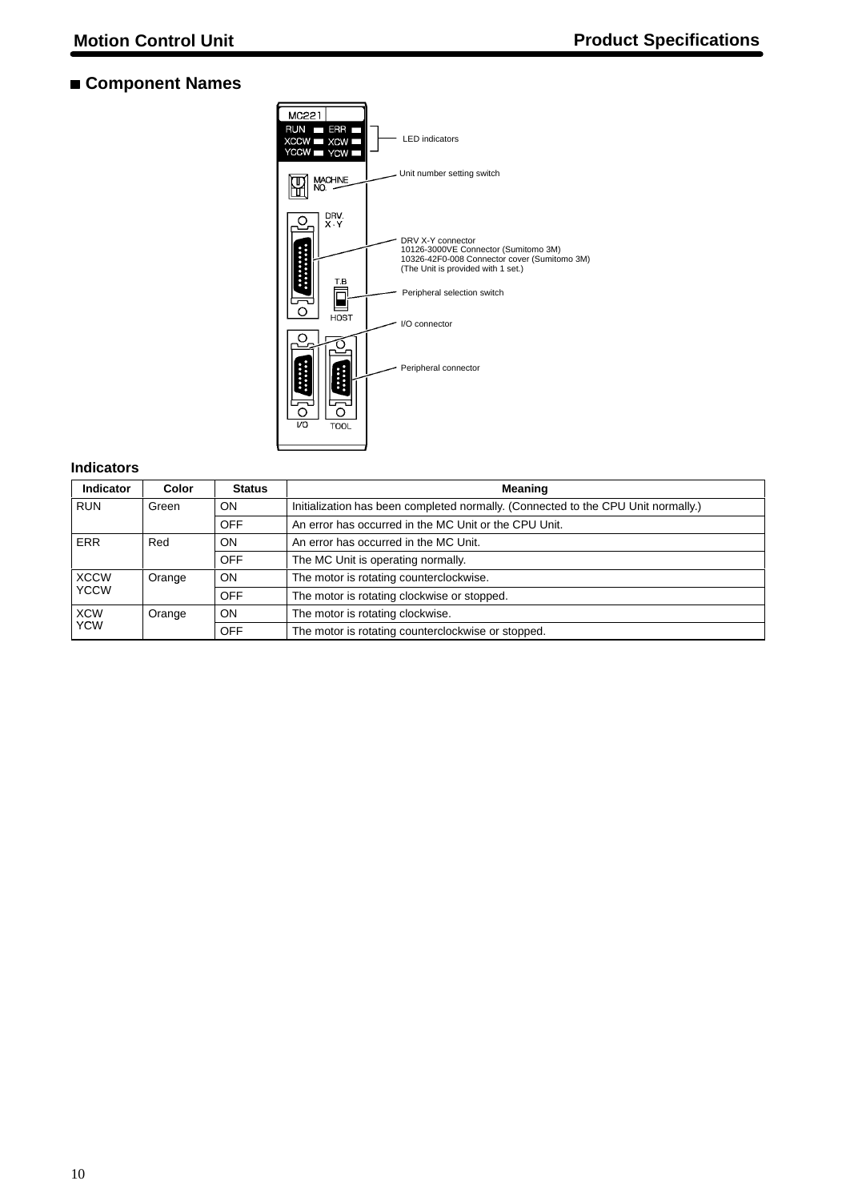## ■ Component Names

MC221

RUN ERR
XCCW XCW
YCCW YCW

LED indicators

MACHINE NO.

Unit number setting switch

DRV. X · Y

DRV X-Y connector
10126-3000VE Connector (Sumitomo 3M)
10326-42F0-008 Connector cover (Sumitomo 3M)
(The Unit is provided with 1 set.)

T.B

HOST

Peripheral selection switch

I/O connector

Peripheral connector

I/O TOOL

### Indicators

| Indicator | Color | Status | Meaning |
|---|---|---|---|
| RUN | Green | ON | Initialization has been completed normally. (Connected to the CPU Unit normally.) |
| | | OFF | An error has occurred in the MC Unit or the CPU Unit. |
| ERR | Red | ON | An error has occurred in the MC Unit. |
| | | OFF | The MC Unit is operating normally. |
| XCCW YCCW | Orange | ON | The motor is rotating counterclockwise. |
| | | OFF | The motor is rotating clockwise or stopped. |
| XCW YCW | Orange | ON | The motor is rotating clockwise. |
| | | OFF | The motor is rotating counterclockwise or stopped. |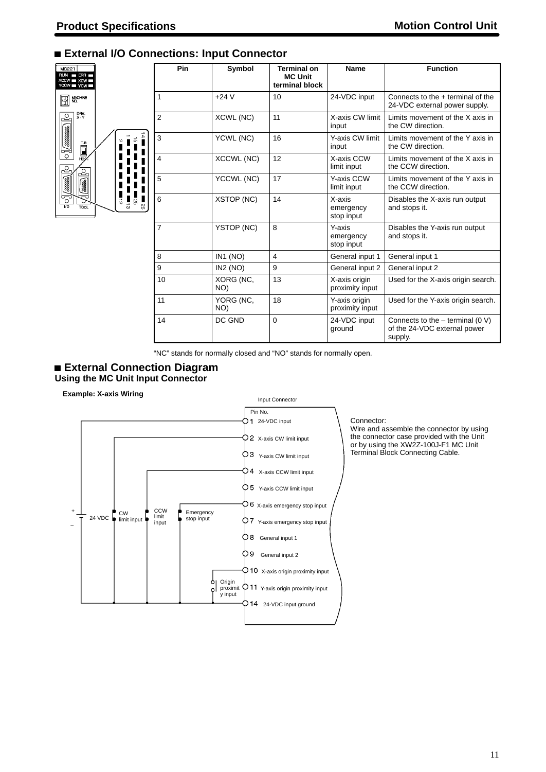## External I/O Connections: Input Connector

| Pin | Symbol | Terminal on MC Unit terminal block | Name | Function |
|---|---|---|---|---|
| 1 | +24 V | 10 | 24-VDC input | Connects to the + terminal of the 24-VDC external power supply. |
| 2 | XCWL (NC) | 11 | X-axis CW limit input | Limits movement of the X axis in the CW direction. |
| 3 | YCWL (NC) | 16 | Y-axis CW limit input | Limits movement of the Y axis in the CW direction. |
| 4 | XCCWL (NC) | 12 | X-axis CCW limit input | Limits movement of the X axis in the CCW direction. |
| 5 | YCCWL (NC) | 17 | Y-axis CCW limit input | Limits movement of the Y axis in the CCW direction. |
| 6 | XSTOP (NC) | 14 | X-axis emergency stop input | Disables the X-axis run output and stops it. |
| 7 | YSTOP (NC) | 8 | Y-axis emergency stop input | Disables the Y-axis run output and stops it. |
| 8 | IN1 (NO) | 4 | General input 1 | General input 1 |
| 9 | IN2 (NO) | 9 | General input 2 | General input 2 |
| 10 | XORG (NC, NO) | 13 | X-axis origin proximity input | Used for the X-axis origin search. |
| 11 | YORG (NC, NO) | 18 | Y-axis origin proximity input | Used for the Y-axis origin search. |
| 14 | DC GND | 0 | 24-VDC input ground | Connects to the – terminal (0 V) of the 24-VDC external power supply. |

"NC" stands for normally closed and "NO" stands for normally open.

## External Connection Diagram

### Using the MC Unit Input Connector

**Example: X-axis Wiring**

Connector:
Wire and assemble the connector by using the connector case provided with the Unit or by using the XW2Z-100J-F1 MC Unit Terminal Block Connecting Cable.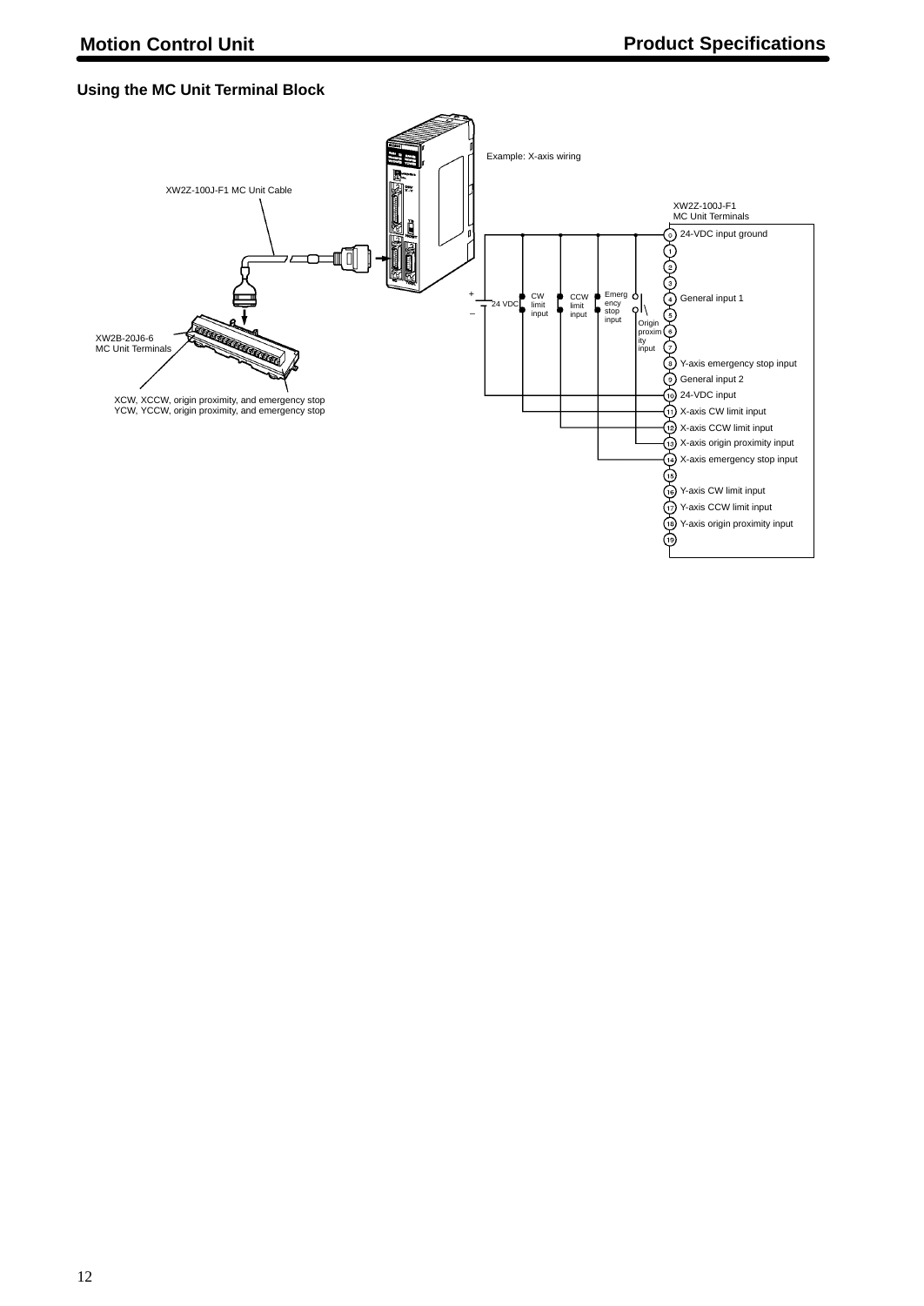## Using the MC Unit Terminal Block

XW2Z-100J-F1 MC Unit Cable

Example: X-axis wiring

XW2B-20J6-6
MC Unit Terminals

XCW, XCCW, origin proximity, and emergency stop
YCW, YCCW, origin proximity, and emergency stop

XW2Z-100J-F1
MC Unit Terminals

+
24 VDC
–

CW limit input

CCW limit input

Emergency stop input

Origin proximity input

| Terminal | Signal |
|---|---|
| 0 | 24-VDC input ground |
| 1 | |
| 2 | |
| 3 | |
| 4 | General input 1 |
| 5 | |
| 6 | |
| 7 | |
| 8 | Y-axis emergency stop input |
| 9 | General input 2 |
| 10 | 24-VDC input |
| 11 | X-axis CW limit input |
| 12 | X-axis CCW limit input |
| 13 | X-axis origin proximity input |
| 14 | X-axis emergency stop input |
| 15 | |
| 16 | Y-axis CW limit input |
| 17 | Y-axis CCW limit input |
| 18 | Y-axis origin proximity input |
| 19 | |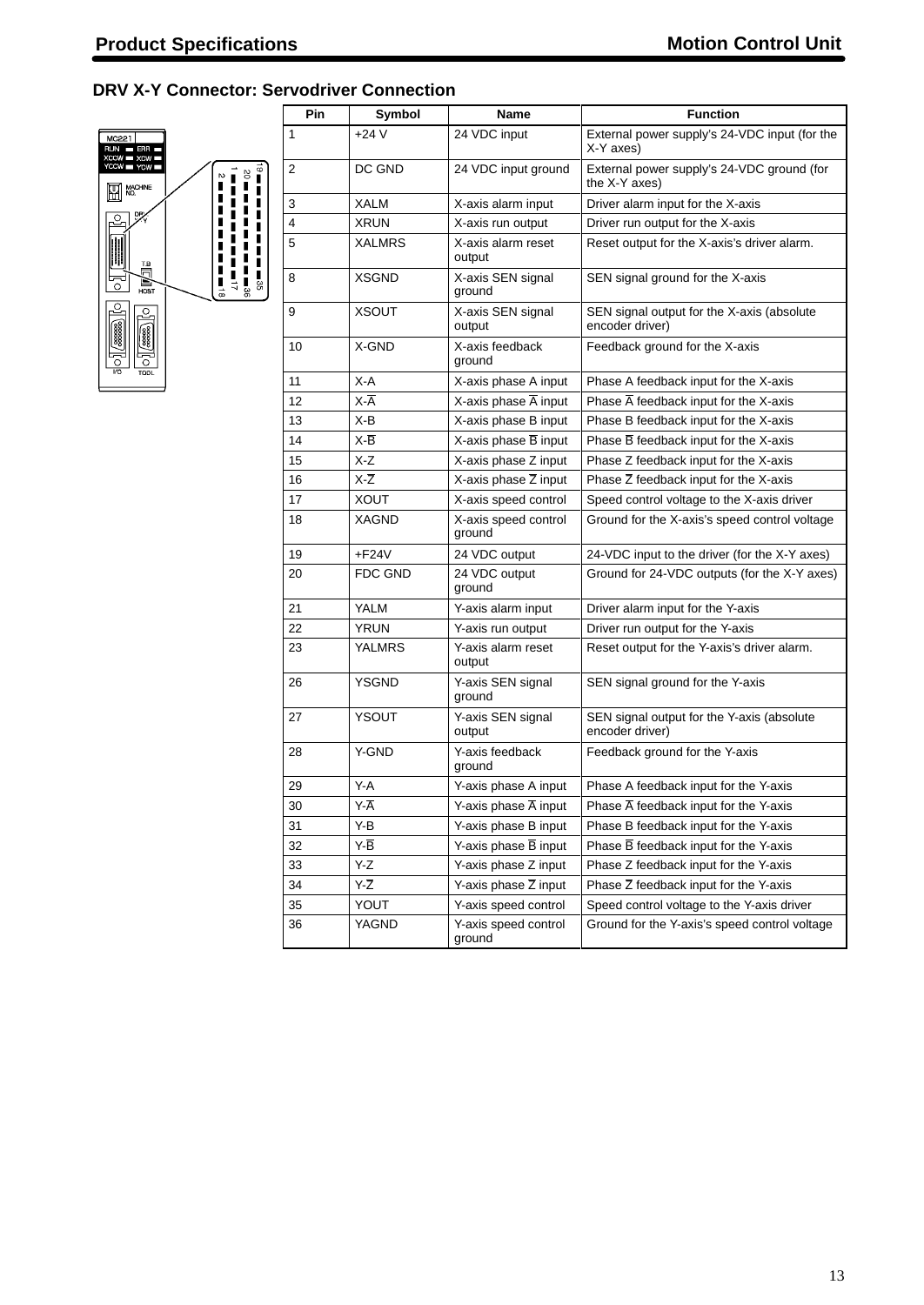## DRV X-Y Connector: Servodriver Connection

| Pin | Symbol | Name | Function |
|---|---|---|---|
| 1 | +24 V | 24 VDC input | External power supply's 24-VDC input (for the X-Y axes) |
| 2 | DC GND | 24 VDC input ground | External power supply's 24-VDC ground (for the X-Y axes) |
| 3 | XALM | X-axis alarm input | Driver alarm input for the X-axis |
| 4 | XRUN | X-axis run output | Driver run output for the X-axis |
| 5 | XALMRS | X-axis alarm reset output | Reset output for the X-axis's driver alarm. |
| 8 | XSGND | X-axis SEN signal ground | SEN signal ground for the X-axis |
| 9 | XSOUT | X-axis SEN signal output | SEN signal output for the X-axis (absolute encoder driver) |
| 10 | X-GND | X-axis feedback ground | Feedback ground for the X-axis |
| 11 | X-A | X-axis phase A input | Phase A feedback input for the X-axis |
| 12 | X-$\overline{A}$ | X-axis phase $\overline{A}$ input | Phase $\overline{A}$ feedback input for the X-axis |
| 13 | X-B | X-axis phase B input | Phase B feedback input for the X-axis |
| 14 | X-$\overline{B}$ | X-axis phase $\overline{B}$ input | Phase $\overline{B}$ feedback input for the X-axis |
| 15 | X-Z | X-axis phase Z input | Phase Z feedback input for the X-axis |
| 16 | X-$\overline{Z}$ | X-axis phase $\overline{Z}$ input | Phase $\overline{Z}$ feedback input for the X-axis |
| 17 | XOUT | X-axis speed control | Speed control voltage to the X-axis driver |
| 18 | XAGND | X-axis speed control ground | Ground for the X-axis's speed control voltage |
| 19 | +F24V | 24 VDC output | 24-VDC input to the driver (for the X-Y axes) |
| 20 | FDC GND | 24 VDC output ground | Ground for 24-VDC outputs (for the X-Y axes) |
| 21 | YALM | Y-axis alarm input | Driver alarm input for the Y-axis |
| 22 | YRUN | Y-axis run output | Driver run output for the Y-axis |
| 23 | YALMRS | Y-axis alarm reset output | Reset output for the Y-axis's driver alarm. |
| 26 | YSGND | Y-axis SEN signal ground | SEN signal ground for the Y-axis |
| 27 | YSOUT | Y-axis SEN signal output | SEN signal output for the Y-axis (absolute encoder driver) |
| 28 | Y-GND | Y-axis feedback ground | Feedback ground for the Y-axis |
| 29 | Y-A | Y-axis phase A input | Phase A feedback input for the Y-axis |
| 30 | Y-$\overline{A}$ | Y-axis phase $\overline{A}$ input | Phase $\overline{A}$ feedback input for the Y-axis |
| 31 | Y-B | Y-axis phase B input | Phase B feedback input for the Y-axis |
| 32 | Y-$\overline{B}$ | Y-axis phase $\overline{B}$ input | Phase $\overline{B}$ feedback input for the Y-axis |
| 33 | Y-Z | Y-axis phase Z input | Phase Z feedback input for the Y-axis |
| 34 | Y-$\overline{Z}$ | Y-axis phase $\overline{Z}$ input | Phase $\overline{Z}$ feedback input for the Y-axis |
| 35 | YOUT | Y-axis speed control | Speed control voltage to the Y-axis driver |
| 36 | YAGND | Y-axis speed control ground | Ground for the Y-axis's speed control voltage |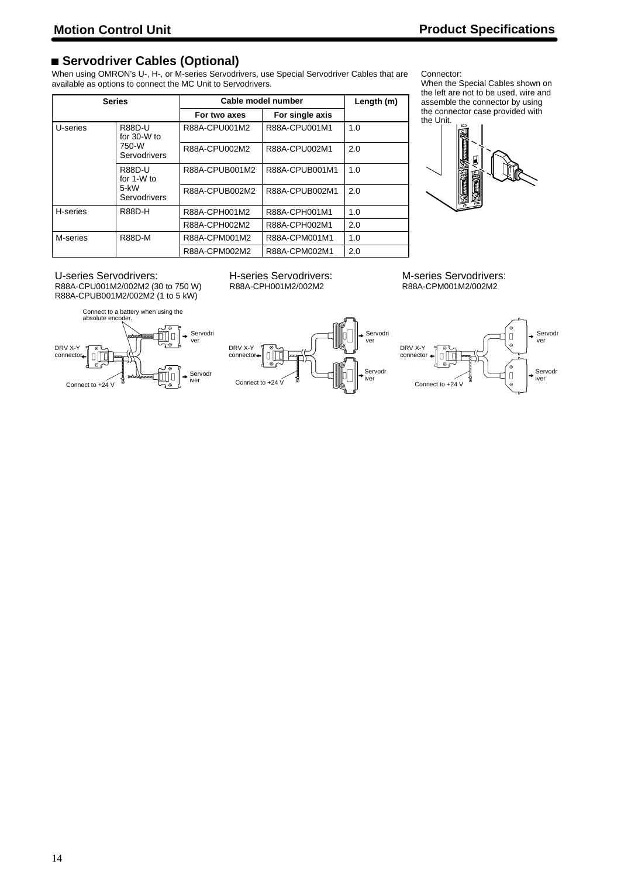## Servodriver Cables (Optional)

When using OMRON's U-, H-, or M-series Servodrivers, use Special Servodriver Cables that are available as options to connect the MC Unit to Servodrivers.

| Series | | Cable model number | | Length (m) |
|---|---|---|---|---|
| | | For two axes | For single axis | |
| U-series | R88D-U for 30-W to 750-W Servodrivers | R88A-CPU001M2 | R88A-CPU001M1 | 1.0 |
| | | R88A-CPU002M2 | R88A-CPU002M1 | 2.0 |
| | R88D-U for 1-W to 5-kW Servodrivers | R88A-CPUB001M2 | R88A-CPUB001M1 | 1.0 |
| | | R88A-CPUB002M2 | R88A-CPUB002M1 | 2.0 |
| H-series | R88D-H | R88A-CPH001M2 | R88A-CPH001M1 | 1.0 |
| | | R88A-CPH002M2 | R88A-CPH002M1 | 2.0 |
| M-series | R88D-M | R88A-CPM001M2 | R88A-CPM001M1 | 1.0 |
| | | R88A-CPM002M2 | R88A-CPM002M1 | 2.0 |

Connector:
When the Special Cables shown on the left are not to be used, wire and assemble the connector by using the connector case provided with the Unit.

U-series Servodrivers:
R88A-CPU001M2/002M2 (30 to 750 W)
R88A-CPUB001M2/002M2 (1 to 5 kW)

Connect to a battery when using the absolute encoder.

DRV X-Y connector

Servodriver

Servodriver

Connect to +24 V

H-series Servodrivers:
R88A-CPH001M2/002M2

DRV X-Y connector

Servodriver

Servodriver

Connect to +24 V

M-series Servodrivers:
R88A-CPM001M2/002M2

DRV X-Y connector

Servodriver

Servodriver

Connect to +24 V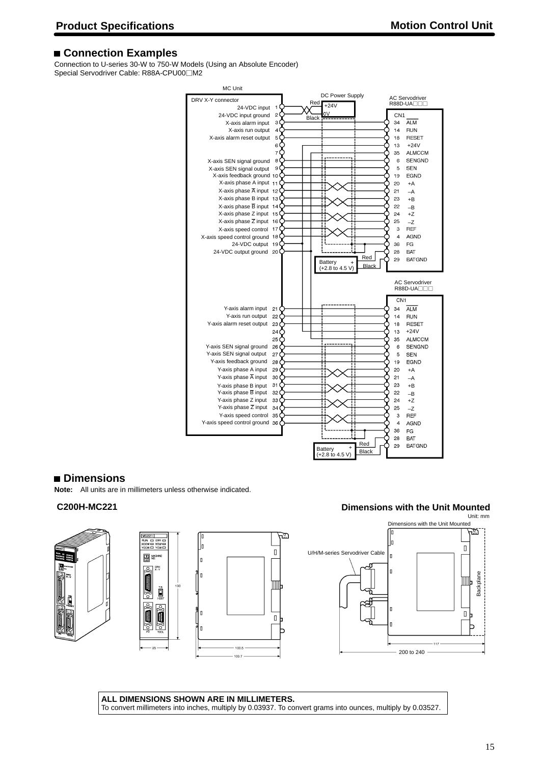## Connection Examples

Connection to U-series 30-W to 750-W Models (Using an Absolute Encoder)
Special Servodriver Cable: R88A-CPU00□M2

## Dimensions

**Note:** All units are in millimeters unless otherwise indicated.

### C200H-MC221

### Dimensions with the Unit Mounted

**ALL DIMENSIONS SHOWN ARE IN MILLIMETERS.**
To convert millimeters into inches, multiply by 0.03937. To convert grams into ounces, multiply by 0.03527.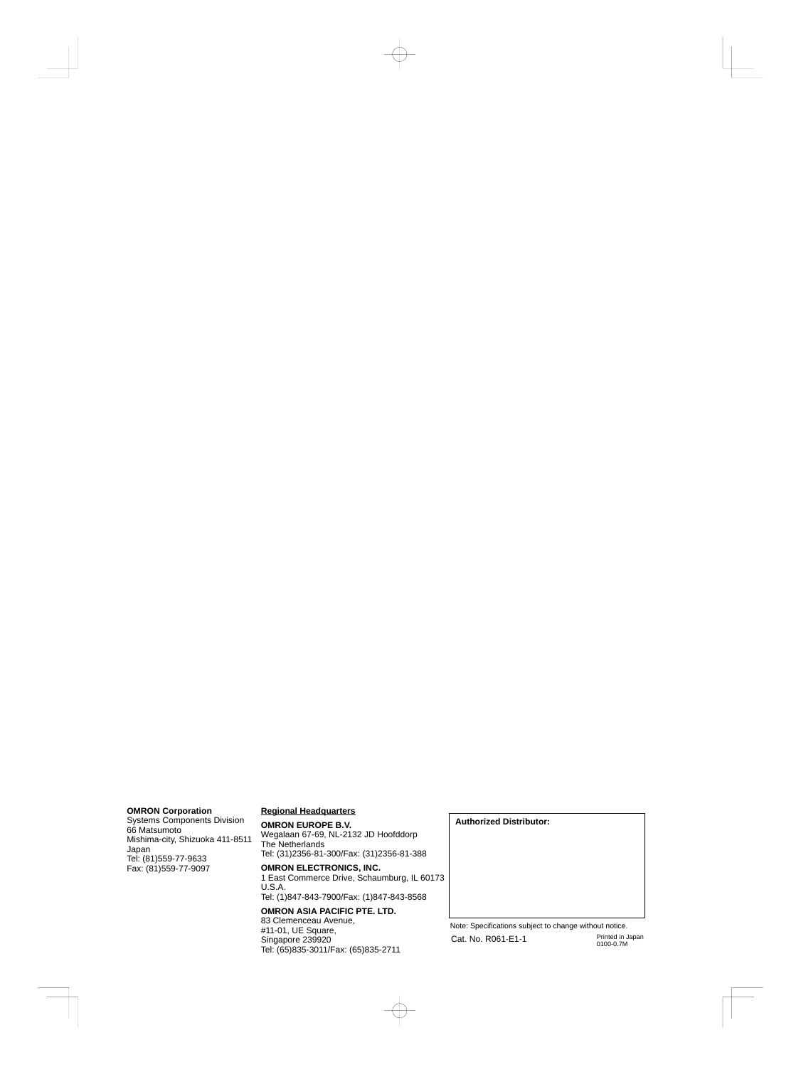**OMRON Corporation**
Systems Components Division
66 Matsumoto
Mishima-city, Shizuoka 411-8511
Japan
Tel: (81)559-77-9633
Fax: (81)559-77-9097

**Regional Headquarters**

**OMRON EUROPE B.V.**
Wegalaan 67-69, NL-2132 JD Hoofddorp
The Netherlands
Tel: (31)2356-81-300/Fax: (31)2356-81-388

**OMRON ELECTRONICS, INC.**
1 East Commerce Drive, Schaumburg, IL 60173
U.S.A.
Tel: (1)847-843-7900/Fax: (1)847-843-8568

**OMRON ASIA PACIFIC PTE. LTD.**
83 Clemenceau Avenue,
#11-01, UE Square,
Singapore 239920
Tel: (65)835-3011/Fax: (65)835-2711

**Authorized Distributor:**

Note: Specifications subject to change without notice.

Cat. No. R061-E1-1

Printed in Japan
0100-0.7M